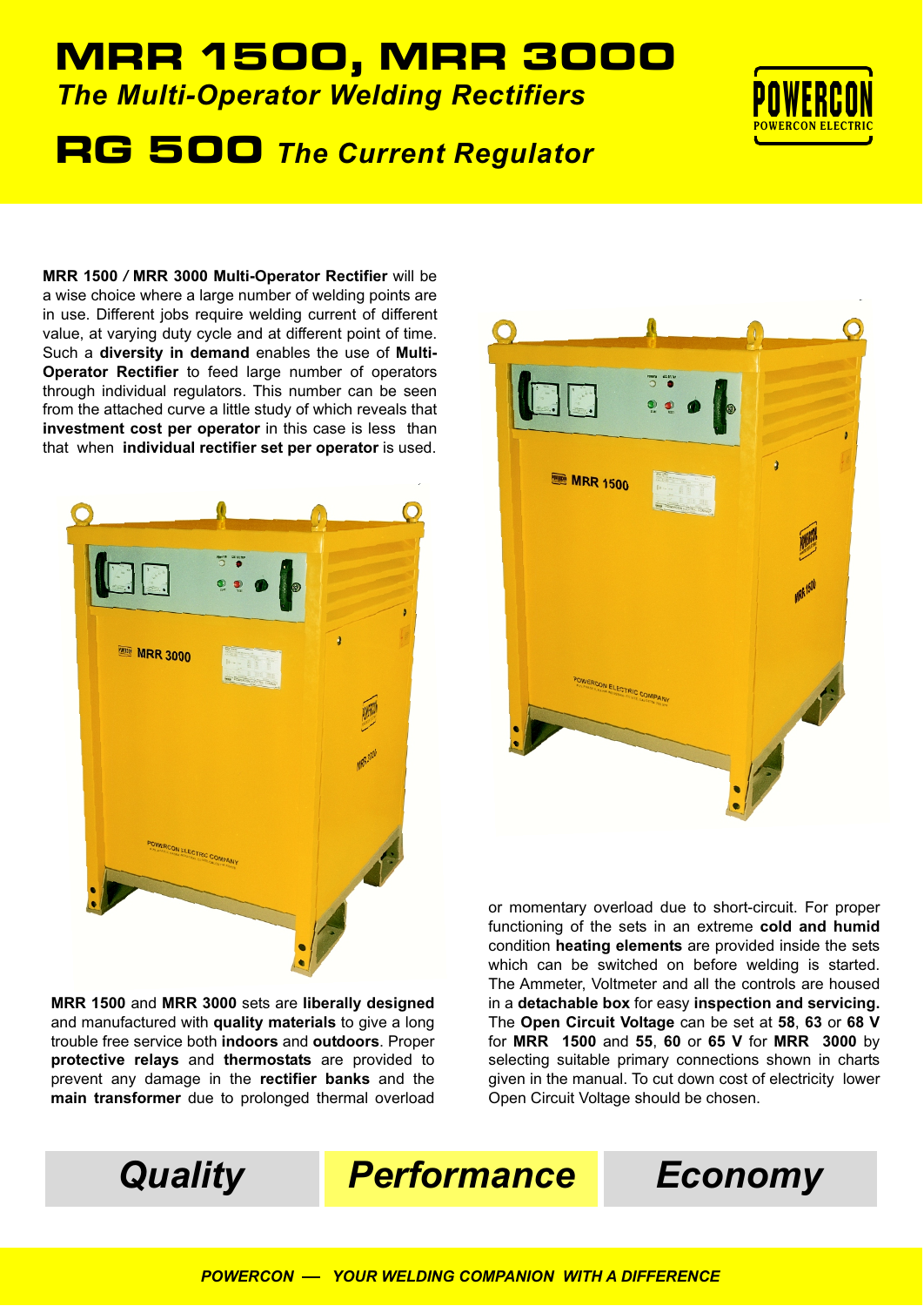# MRR 1500, MRR 3000

## *The Multi-Operator Welding Rectifiers*

# RG 500 *The Current Regulator*

**MRR 1500 / MRR 3000 Multi-Operator Rectifier** will be a wise choice where a large number of welding points are in use. Different jobs require welding current of different value, at varying duty cycle and at different point of time. Such a **diversity in demand** enables the use of **Multi-Operator Rectifier** to feed large number of operators through individual regulators. This number can be seen from the attached curve a little study of which reveals that **investment cost per operator** in this case is less than that when **individual rectifier set per operator** is used.

**MRR 1500** and **MRR 3000** sets are **liberally designed** and manufactured with **quality materials** to give a long trouble free service both **indoors** and **outdoors**. Proper **protective relays** and **thermostats** are provided to prevent any damage in the **rectifier banks** and the **main transformer** due to prolonged thermal overload or momentary overload due to short-circuit. For proper functioning of the sets in an extreme **cold and humid** condition **heating elements** are provided inside the sets which can be switched on before welding is started. The Ammeter, Voltmeter and all the controls are housed in a **detachable box** for easy **inspection and servicing.** The **Open Circuit Voltage** can be set at **58**, **63** or **68 V** for **MRR 1500** and **55**, **60** or **65 V** for **MRR 3000** by selecting suitable primary connections shown in charts given in the manual. To cut down cost of electricity lower Open Circuit Voltage should be chosen.

***Quality*** ***Performance*** ***Economy***

***POWERCON — YOUR WELDING COMPANION WITH A DIFFERENCE***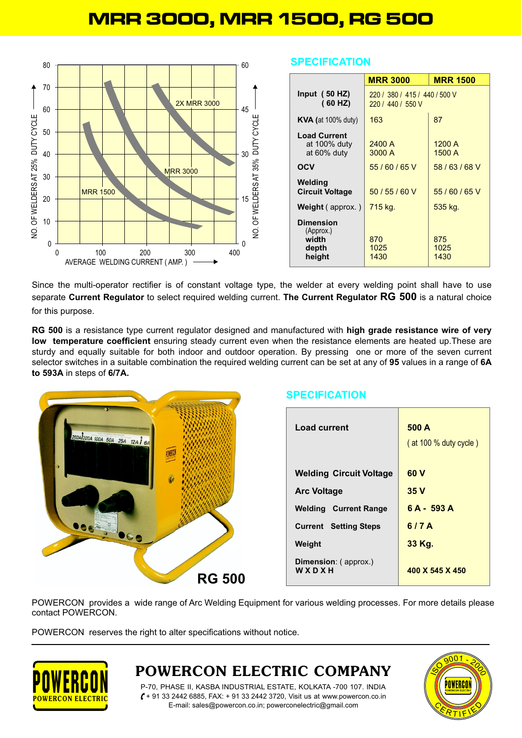# MRR 3000, MRR 1500, RG 500

80
70
60
50
40
30
20
10
0

NO. OF WELDERS AT 25% DUTY CYCLE

60
45
30
15
0

NO. OF WELDERS AT 35% DUTY CYCLE

0
100
200
300
400

AVERAGE WELDING CURRENT ( AMP. )

2X MRR 3000

MRR 3000

MRR 1500

## SPECIFICATION

| | MRR 3000 | MRR 1500 |
|---|---|---|
| Input ( 50 HZ)<br>( 60 HZ) | 220 / 380 / 415 / 440 / 500 V<br>220 / 440 / 550 V | |
| **KVA** (at 100% duty) | 163 | 87 |
| **Load Current**<br>at 100% duty<br>at 60% duty | <br>2400 A<br>3000 A | <br>1200 A<br>1500 A |
| **OCV** | 55 / 60 / 65 V | 58 / 63 / 68 V |
| **Welding Circuit Voltage** | 50 / 55 / 60 V | 55 / 60 / 65 V |
| **Weight** ( approx. ) | 715 kg. | 535 kg. |
| **Dimension** (Approx.)<br>**width**<br>**depth**<br>**height** | <br>870<br>1025<br>1430 | <br>875<br>1025<br>1430 |

Since the multi-operator rectifier is of constant voltage type, the welder at every welding point shall have to use separate **Current Regulator** to select required welding current. **The Current Regulator RG 500** is a natural choice for this purpose.

**RG 500** is a resistance type current regulator designed and manufactured with **high grade resistance wire of very low temperature coefficient** ensuring steady current even when the resistance elements are heated up. These are sturdy and equally suitable for both indoor and outdoor operation. By pressing one or more of the seven current selector switches in a suitable combination the required welding current can be set at any of **95** values in a range of **6A to 593A** in steps of **6/7A.**

**RG 500**

## SPECIFICATION

| | |
|---|---|
| **Load current** | **500 A**<br>( at 100 % duty cycle ) |
| **Welding Circuit Voltage** | **60 V** |
| **Arc Voltage** | **35 V** |
| **Welding Current Range** | **6 A - 593 A** |
| **Current Setting Steps** | **6 / 7 A** |
| **Weight** | **33 Kg.** |
| **Dimension**: ( approx.)<br>**W X D X H** | **400 X 545 X 450** |

POWERCON provides a wide range of Arc Welding Equipment for various welding processes. For more details please contact POWERCON.

POWERCON reserves the right to alter specifications without notice.

**POWERCON ELECTRIC COMPANY**

P-70, PHASE II, KASBA INDUSTRIAL ESTATE, KOLKATA -700 107. INDIA
+ 91 33 2442 6885, FAX: + 91 33 2442 3720, Visit us at www.powercon.co.in
E-mail: sales@powercon.co.in; powerconelectric@gmail.com

ISO 9001 - 2000 CERTIFIED